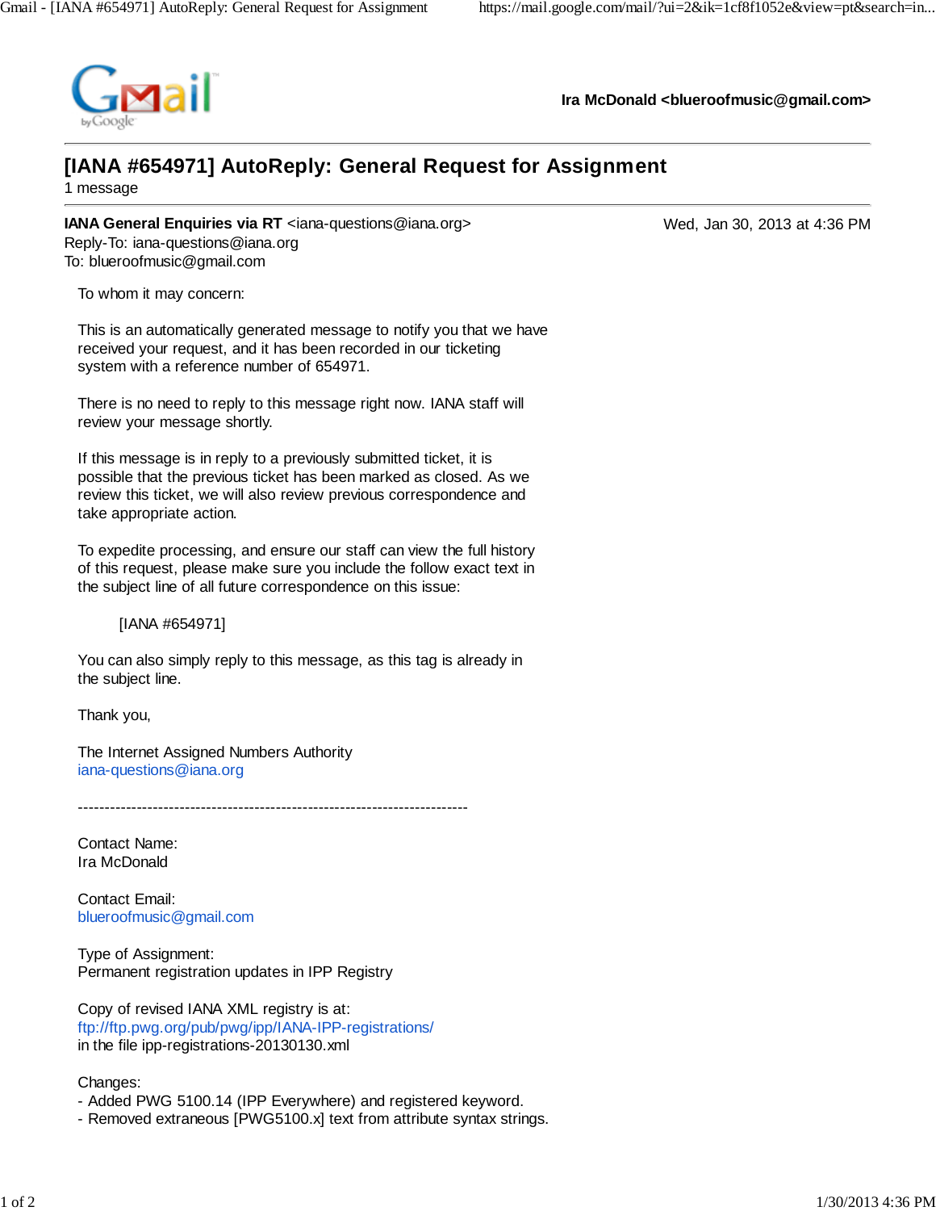Ira McDonald <blueroofmusic@gmail.com>

# [IANA #654971] AutoReply: General Request for Assignment

1 message

**IANA General Enquiries via RT** <iana-questions@iana.org>    Wed, Jan 30, 2013 at 4:36 PM
Reply-To: iana-questions@iana.org
To: blueroofmusic@gmail.com

To whom it may concern:

This is an automatically generated message to notify you that we have received your request, and it has been recorded in our ticketing system with a reference number of 654971.

There is no need to reply to this message right now. IANA staff will review your message shortly.

If this message is in reply to a previously submitted ticket, it is possible that the previous ticket has been marked as closed. As we review this ticket, we will also review previous correspondence and take appropriate action.

To expedite processing, and ensure our staff can view the full history of this request, please make sure you include the follow exact text in the subject line of all future correspondence on this issue:

    [IANA #654971]

You can also simply reply to this message, as this tag is already in the subject line.

Thank you,

The Internet Assigned Numbers Authority
iana-questions@iana.org

-------------------------------------------------------------------------

Contact Name:
Ira McDonald

Contact Email:
blueroofmusic@gmail.com

Type of Assignment:
Permanent registration updates in IPP Registry

Copy of revised IANA XML registry is at:
ftp://ftp.pwg.org/pub/pwg/ipp/IANA-IPP-registrations/
in the file ipp-registrations-20130130.xml

Changes:
- Added PWG 5100.14 (IPP Everywhere) and registered keyword.
- Removed extraneous [PWG5100.x] text from attribute syntax strings.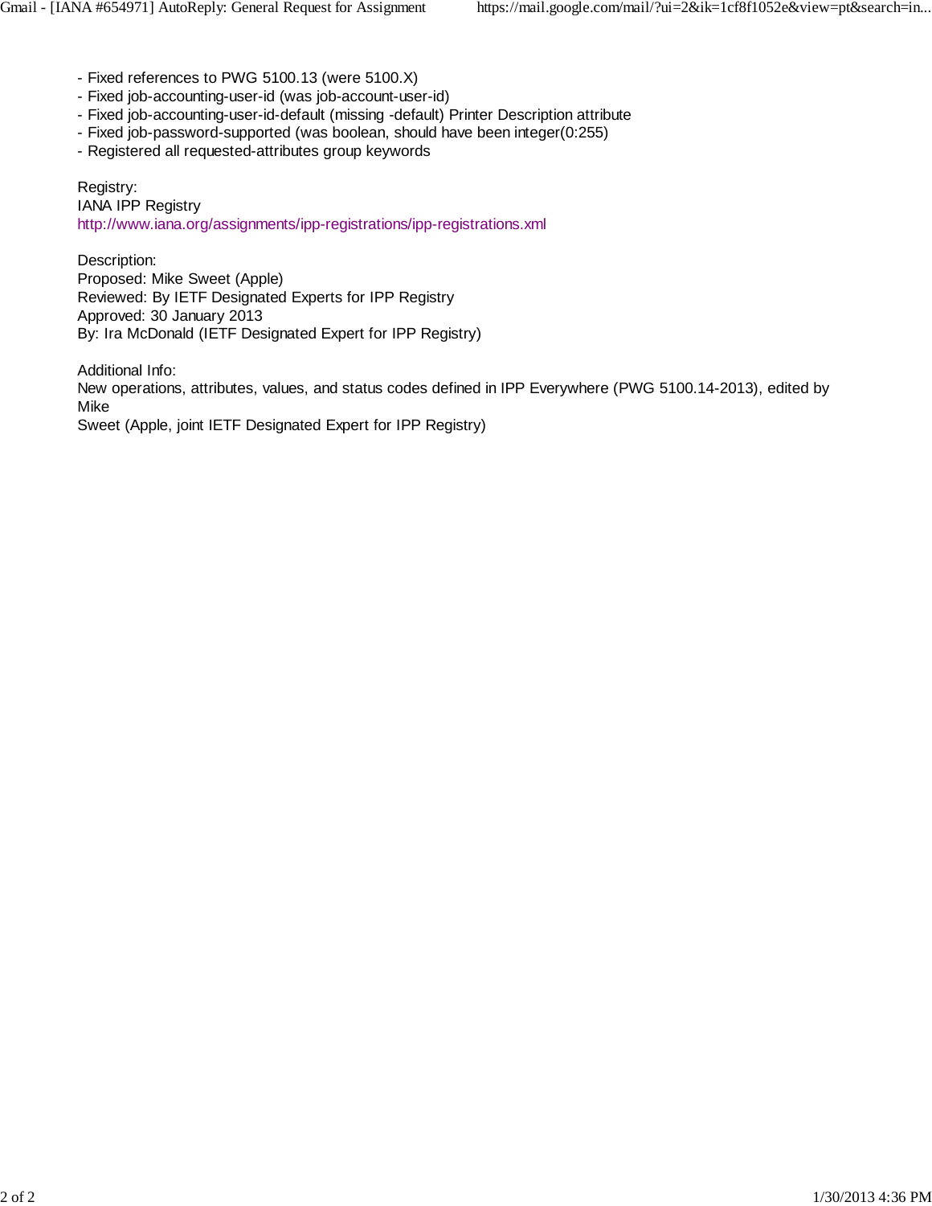- Fixed references to PWG 5100.13 (were 5100.X)
- Fixed job-accounting-user-id (was job-account-user-id)
- Fixed job-accounting-user-id-default (missing -default) Printer Description attribute
- Fixed job-password-supported (was boolean, should have been integer(0:255)
- Registered all requested-attributes group keywords

Registry:
IANA IPP Registry
http://www.iana.org/assignments/ipp-registrations/ipp-registrations.xml

Description:
Proposed: Mike Sweet (Apple)
Reviewed: By IETF Designated Experts for IPP Registry
Approved: 30 January 2013
By: Ira McDonald (IETF Designated Expert for IPP Registry)

Additional Info:
New operations, attributes, values, and status codes defined in IPP Everywhere (PWG 5100.14-2013), edited by Mike
Sweet (Apple, joint IETF Designated Expert for IPP Registry)